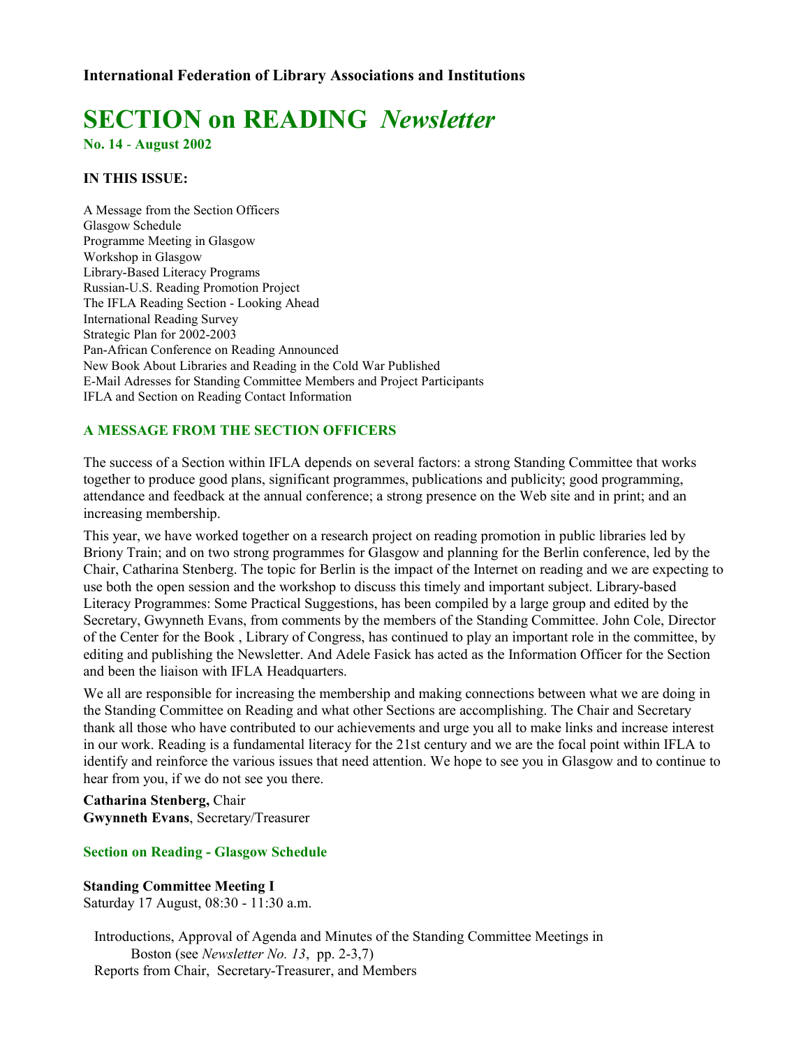**International Federation of Library Associations and Institutions**

# SECTION on READING *Newsletter*

**No. 14 - August 2002**

**IN THIS ISSUE:**

A Message from the Section Officers
Glasgow Schedule
Programme Meeting in Glasgow
Workshop in Glasgow
Library-Based Literacy Programs
Russian-U.S. Reading Promotion Project
The IFLA Reading Section - Looking Ahead
International Reading Survey
Strategic Plan for 2002-2003
Pan-African Conference on Reading Announced
New Book About Libraries and Reading in the Cold War Published
E-Mail Adresses for Standing Committee Members and Project Participants
IFLA and Section on Reading Contact Information

## A MESSAGE FROM THE SECTION OFFICERS

The success of a Section within IFLA depends on several factors: a strong Standing Committee that works together to produce good plans, significant programmes, publications and publicity; good programming, attendance and feedback at the annual conference; a strong presence on the Web site and in print; and an increasing membership.

This year, we have worked together on a research project on reading promotion in public libraries led by Briony Train; and on two strong programmes for Glasgow and planning for the Berlin conference, led by the Chair, Catharina Stenberg. The topic for Berlin is the impact of the Internet on reading and we are expecting to use both the open session and the workshop to discuss this timely and important subject. Library-based Literacy Programmes: Some Practical Suggestions, has been compiled by a large group and edited by the Secretary, Gwynneth Evans, from comments by the members of the Standing Committee. John Cole, Director of the Center for the Book , Library of Congress, has continued to play an important role in the committee, by editing and publishing the Newsletter. And Adele Fasick has acted as the Information Officer for the Section and been the liaison with IFLA Headquarters.

We all are responsible for increasing the membership and making connections between what we are doing in the Standing Committee on Reading and what other Sections are accomplishing. The Chair and Secretary thank all those who have contributed to our achievements and urge you all to make links and increase interest in our work. Reading is a fundamental literacy for the 21st century and we are the focal point within IFLA to identify and reinforce the various issues that need attention. We hope to see you in Glasgow and to continue to hear from you, if we do not see you there.

**Catharina Stenberg,** Chair
**Gwynneth Evans**, Secretary/Treasurer

## Section on Reading - Glasgow Schedule

**Standing Committee Meeting I**
Saturday 17 August, 08:30 - 11:30 a.m.

Introductions, Approval of Agenda and Minutes of the Standing Committee Meetings in Boston (see *Newsletter No. 13*, pp. 2-3,7)
Reports from Chair, Secretary-Treasurer, and Members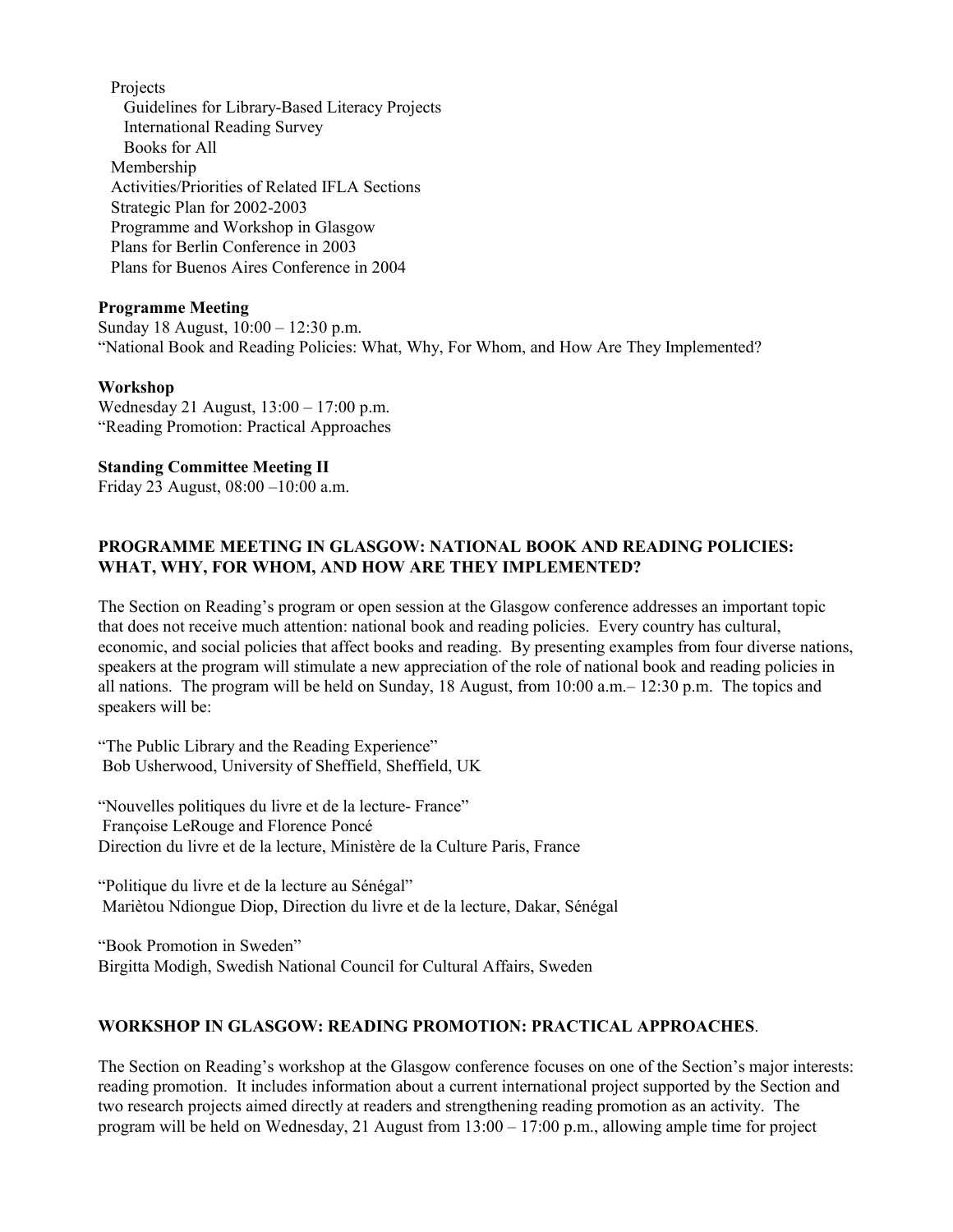- Projects
  - Guidelines for Library-Based Literacy Projects
  - International Reading Survey
  - Books for All
- Membership
- Activities/Priorities of Related IFLA Sections
- Strategic Plan for 2002-2003
- Programme and Workshop in Glasgow
- Plans for Berlin Conference in 2003
- Plans for Buenos Aires Conference in 2004

**Programme Meeting**
Sunday 18 August, 10:00 – 12:30 p.m.
"National Book and Reading Policies: What, Why, For Whom, and How Are They Implemented?

**Workshop**
Wednesday 21 August, 13:00 – 17:00 p.m.
"Reading Promotion: Practical Approaches

**Standing Committee Meeting II**
Friday 23 August, 08:00 –10:00 a.m.

## PROGRAMME MEETING IN GLASGOW: NATIONAL BOOK AND READING POLICIES: WHAT, WHY, FOR WHOM, AND HOW ARE THEY IMPLEMENTED?

The Section on Reading's program or open session at the Glasgow conference addresses an important topic that does not receive much attention: national book and reading policies. Every country has cultural, economic, and social policies that affect books and reading. By presenting examples from four diverse nations, speakers at the program will stimulate a new appreciation of the role of national book and reading policies in all nations. The program will be held on Sunday, 18 August, from 10:00 a.m.– 12:30 p.m. The topics and speakers will be:

"The Public Library and the Reading Experience"
Bob Usherwood, University of Sheffield, Sheffield, UK

"Nouvelles politiques du livre et de la lecture- France"
Françoise LeRouge and Florence Poncé
Direction du livre et de la lecture, Ministère de la Culture Paris, France

"Politique du livre et de la lecture au Sénégal"
Mariètou Ndiongue Diop, Direction du livre et de la lecture, Dakar, Sénégal

"Book Promotion in Sweden"
Birgitta Modigh, Swedish National Council for Cultural Affairs, Sweden

## WORKSHOP IN GLASGOW: READING PROMOTION: PRACTICAL APPROACHES.

The Section on Reading's workshop at the Glasgow conference focuses on one of the Section's major interests: reading promotion. It includes information about a current international project supported by the Section and two research projects aimed directly at readers and strengthening reading promotion as an activity. The program will be held on Wednesday, 21 August from 13:00 – 17:00 p.m., allowing ample time for project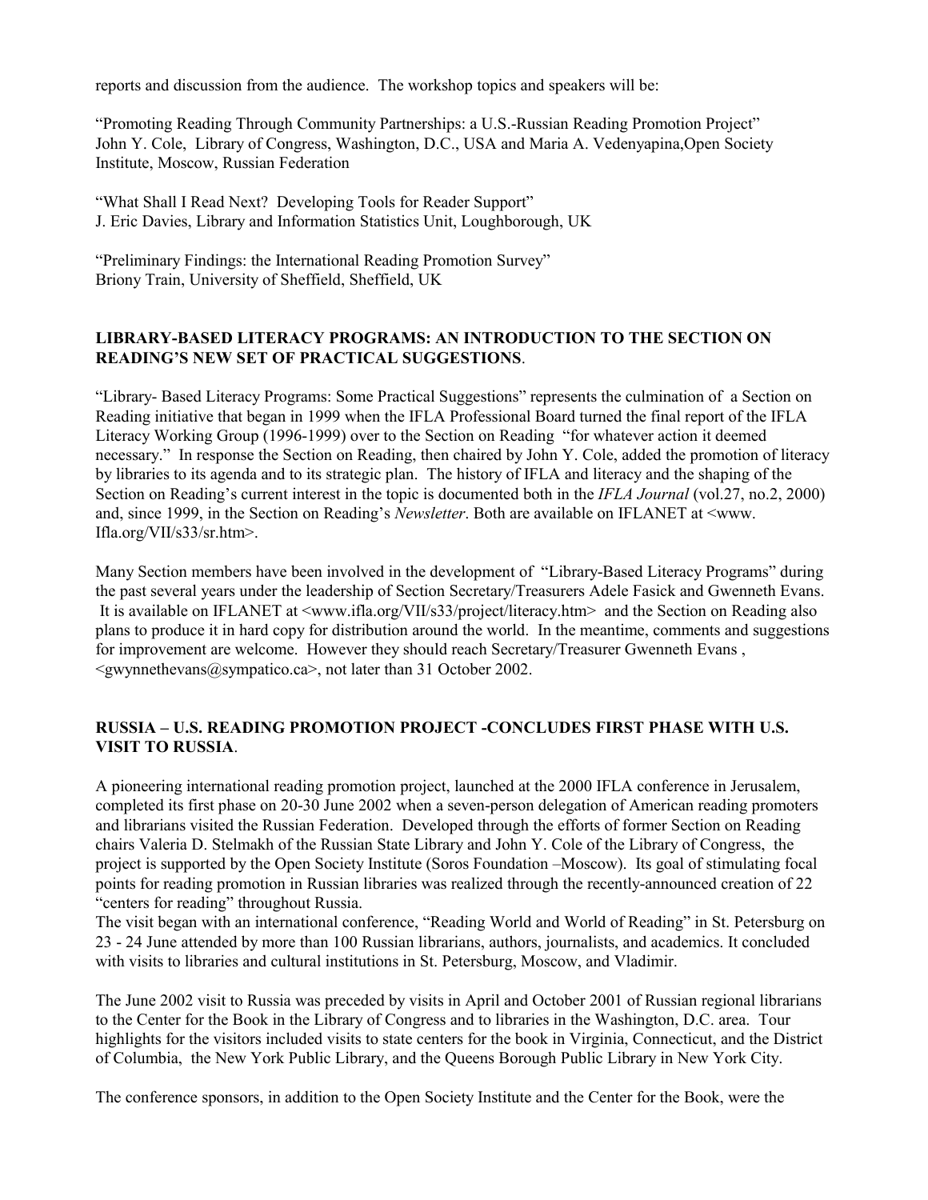reports and discussion from the audience. The workshop topics and speakers will be:

"Promoting Reading Through Community Partnerships: a U.S.-Russian Reading Promotion Project"
John Y. Cole, Library of Congress, Washington, D.C., USA and Maria A. Vedenyapina,Open Society Institute, Moscow, Russian Federation

"What Shall I Read Next? Developing Tools for Reader Support"
J. Eric Davies, Library and Information Statistics Unit, Loughborough, UK

"Preliminary Findings: the International Reading Promotion Survey"
Briony Train, University of Sheffield, Sheffield, UK

## LIBRARY-BASED LITERACY PROGRAMS: AN INTRODUCTION TO THE SECTION ON READING'S NEW SET OF PRACTICAL SUGGESTIONS.

"Library- Based Literacy Programs: Some Practical Suggestions" represents the culmination of a Section on Reading initiative that began in 1999 when the IFLA Professional Board turned the final report of the IFLA Literacy Working Group (1996-1999) over to the Section on Reading "for whatever action it deemed necessary." In response the Section on Reading, then chaired by John Y. Cole, added the promotion of literacy by libraries to its agenda and to its strategic plan. The history of IFLA and literacy and the shaping of the Section on Reading's current interest in the topic is documented both in the *IFLA Journal* (vol.27, no.2, 2000) and, since 1999, in the Section on Reading's *Newsletter*. Both are available on IFLANET at <www. Ifla.org/VII/s33/sr.htm>.

Many Section members have been involved in the development of "Library-Based Literacy Programs" during the past several years under the leadership of Section Secretary/Treasurers Adele Fasick and Gwenneth Evans. It is available on IFLANET at <www.ifla.org/VII/s33/project/literacy.htm> and the Section on Reading also plans to produce it in hard copy for distribution around the world. In the meantime, comments and suggestions for improvement are welcome. However they should reach Secretary/Treasurer Gwenneth Evans , <gwynnethevans@sympatico.ca>, not later than 31 October 2002.

## RUSSIA – U.S. READING PROMOTION PROJECT -CONCLUDES FIRST PHASE WITH U.S. VISIT TO RUSSIA.

A pioneering international reading promotion project, launched at the 2000 IFLA conference in Jerusalem, completed its first phase on 20-30 June 2002 when a seven-person delegation of American reading promoters and librarians visited the Russian Federation. Developed through the efforts of former Section on Reading chairs Valeria D. Stelmakh of the Russian State Library and John Y. Cole of the Library of Congress, the project is supported by the Open Society Institute (Soros Foundation –Moscow). Its goal of stimulating focal points for reading promotion in Russian libraries was realized through the recently-announced creation of 22 "centers for reading" throughout Russia.
The visit began with an international conference, "Reading World and World of Reading" in St. Petersburg on 23 - 24 June attended by more than 100 Russian librarians, authors, journalists, and academics. It concluded with visits to libraries and cultural institutions in St. Petersburg, Moscow, and Vladimir.

The June 2002 visit to Russia was preceded by visits in April and October 2001 of Russian regional librarians to the Center for the Book in the Library of Congress and to libraries in the Washington, D.C. area. Tour highlights for the visitors included visits to state centers for the book in Virginia, Connecticut, and the District of Columbia, the New York Public Library, and the Queens Borough Public Library in New York City.

The conference sponsors, in addition to the Open Society Institute and the Center for the Book, were the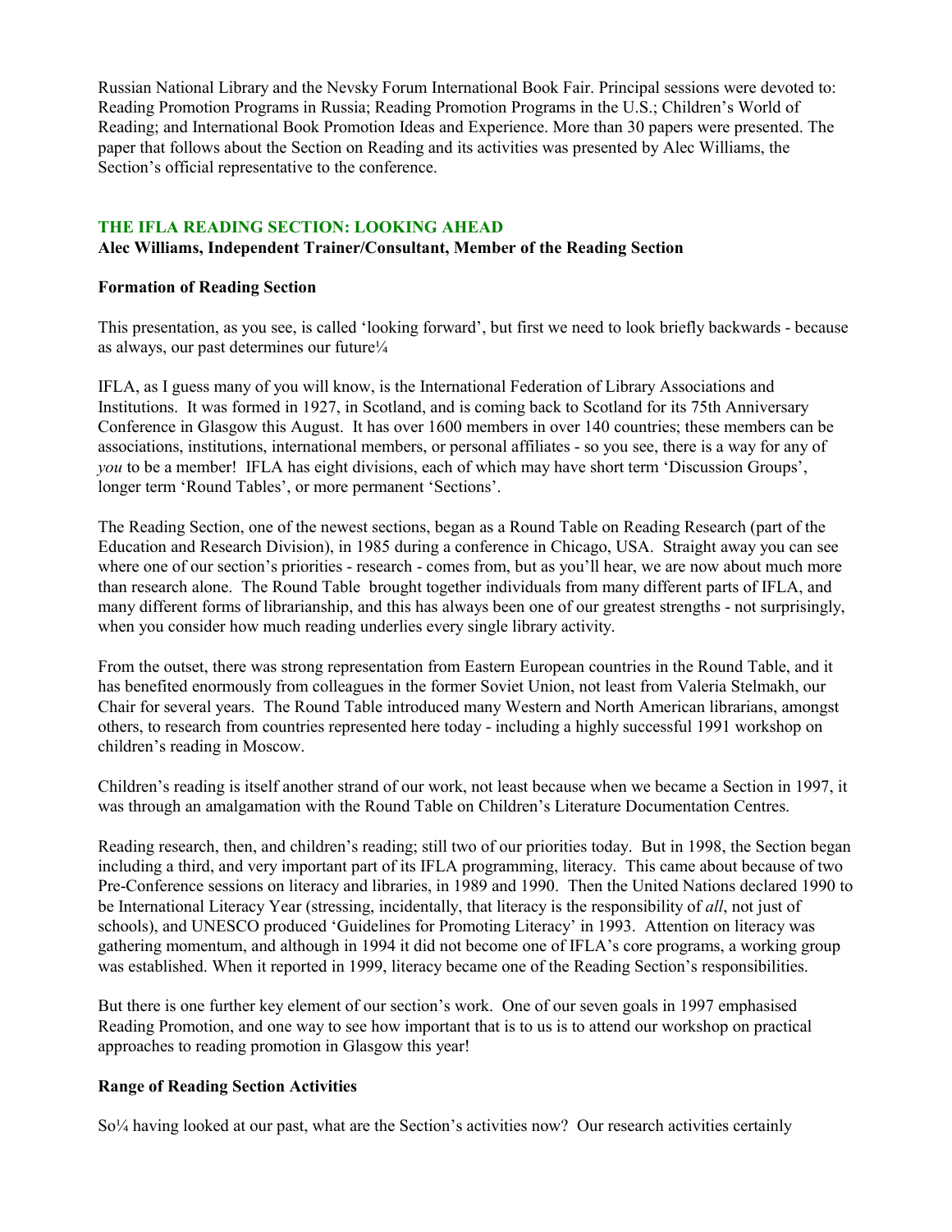Russian National Library and the Nevsky Forum International Book Fair. Principal sessions were devoted to: Reading Promotion Programs in Russia; Reading Promotion Programs in the U.S.; Children's World of Reading; and International Book Promotion Ideas and Experience. More than 30 papers were presented. The paper that follows about the Section on Reading and its activities was presented by Alec Williams, the Section's official representative to the conference.

## THE IFLA READING SECTION: LOOKING AHEAD

**Alec Williams, Independent Trainer/Consultant, Member of the Reading Section**

### Formation of Reading Section

This presentation, as you see, is called 'looking forward', but first we need to look briefly backwards - because as always, our past determines our future¼

IFLA, as I guess many of you will know, is the International Federation of Library Associations and Institutions. It was formed in 1927, in Scotland, and is coming back to Scotland for its 75th Anniversary Conference in Glasgow this August. It has over 1600 members in over 140 countries; these members can be associations, institutions, international members, or personal affiliates - so you see, there is a way for any of *you* to be a member! IFLA has eight divisions, each of which may have short term 'Discussion Groups', longer term 'Round Tables', or more permanent 'Sections'.

The Reading Section, one of the newest sections, began as a Round Table on Reading Research (part of the Education and Research Division), in 1985 during a conference in Chicago, USA. Straight away you can see where one of our section's priorities - research - comes from, but as you'll hear, we are now about much more than research alone. The Round Table brought together individuals from many different parts of IFLA, and many different forms of librarianship, and this has always been one of our greatest strengths - not surprisingly, when you consider how much reading underlies every single library activity.

From the outset, there was strong representation from Eastern European countries in the Round Table, and it has benefited enormously from colleagues in the former Soviet Union, not least from Valeria Stelmakh, our Chair for several years. The Round Table introduced many Western and North American librarians, amongst others, to research from countries represented here today - including a highly successful 1991 workshop on children's reading in Moscow.

Children's reading is itself another strand of our work, not least because when we became a Section in 1997, it was through an amalgamation with the Round Table on Children's Literature Documentation Centres.

Reading research, then, and children's reading; still two of our priorities today. But in 1998, the Section began including a third, and very important part of its IFLA programming, literacy. This came about because of two Pre-Conference sessions on literacy and libraries, in 1989 and 1990. Then the United Nations declared 1990 to be International Literacy Year (stressing, incidentally, that literacy is the responsibility of *all*, not just of schools), and UNESCO produced 'Guidelines for Promoting Literacy' in 1993. Attention on literacy was gathering momentum, and although in 1994 it did not become one of IFLA's core programs, a working group was established. When it reported in 1999, literacy became one of the Reading Section's responsibilities.

But there is one further key element of our section's work. One of our seven goals in 1997 emphasised Reading Promotion, and one way to see how important that is to us is to attend our workshop on practical approaches to reading promotion in Glasgow this year!

### Range of Reading Section Activities

So¼ having looked at our past, what are the Section's activities now? Our research activities certainly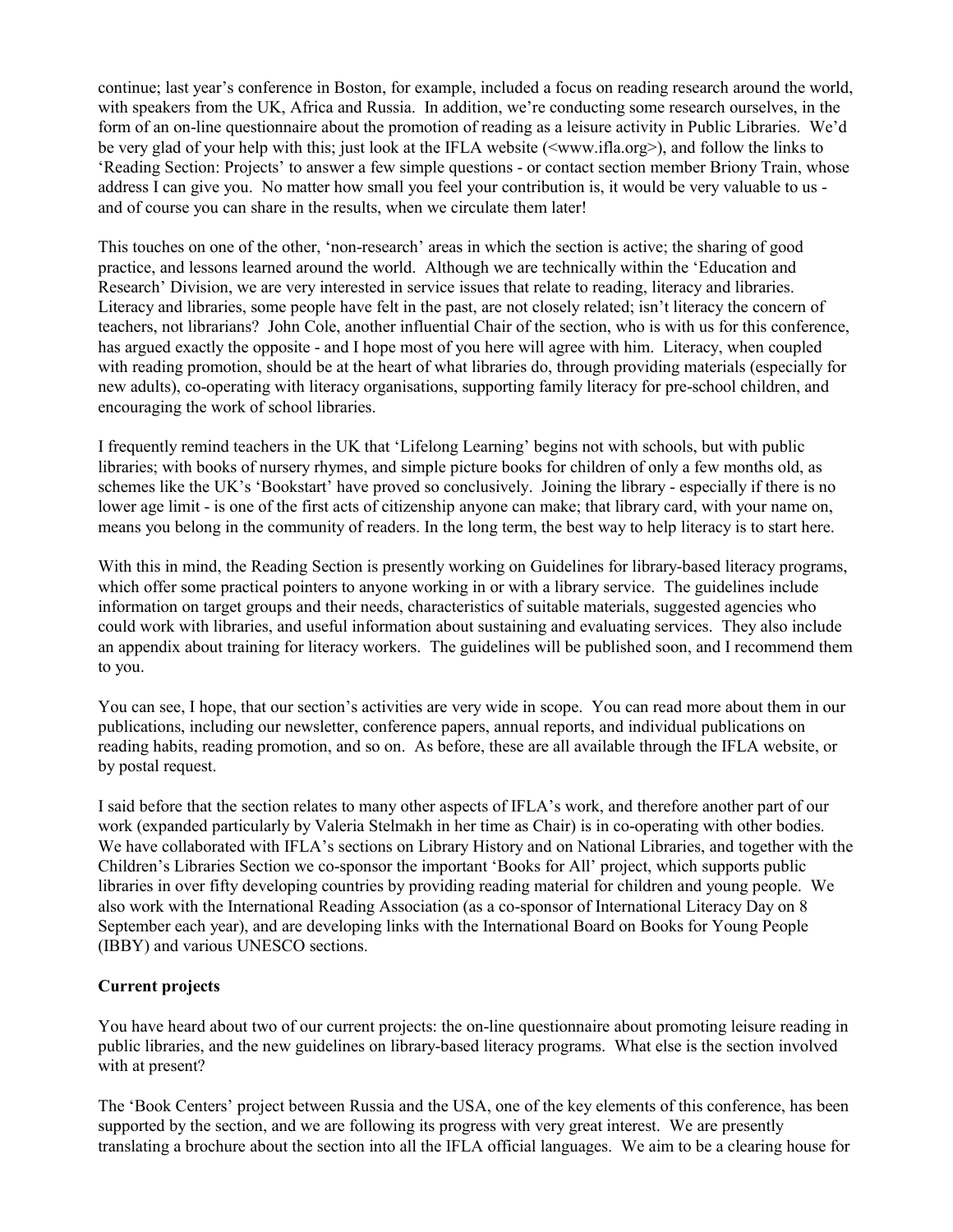continue; last year's conference in Boston, for example, included a focus on reading research around the world, with speakers from the UK, Africa and Russia. In addition, we're conducting some research ourselves, in the form of an on-line questionnaire about the promotion of reading as a leisure activity in Public Libraries. We'd be very glad of your help with this; just look at the IFLA website (<www.ifla.org>), and follow the links to 'Reading Section: Projects' to answer a few simple questions - or contact section member Briony Train, whose address I can give you. No matter how small you feel your contribution is, it would be very valuable to us - and of course you can share in the results, when we circulate them later!

This touches on one of the other, 'non-research' areas in which the section is active; the sharing of good practice, and lessons learned around the world. Although we are technically within the 'Education and Research' Division, we are very interested in service issues that relate to reading, literacy and libraries. Literacy and libraries, some people have felt in the past, are not closely related; isn't literacy the concern of teachers, not librarians? John Cole, another influential Chair of the section, who is with us for this conference, has argued exactly the opposite - and I hope most of you here will agree with him. Literacy, when coupled with reading promotion, should be at the heart of what libraries do, through providing materials (especially for new adults), co-operating with literacy organisations, supporting family literacy for pre-school children, and encouraging the work of school libraries.

I frequently remind teachers in the UK that 'Lifelong Learning' begins not with schools, but with public libraries; with books of nursery rhymes, and simple picture books for children of only a few months old, as schemes like the UK's 'Bookstart' have proved so conclusively. Joining the library - especially if there is no lower age limit - is one of the first acts of citizenship anyone can make; that library card, with your name on, means you belong in the community of readers. In the long term, the best way to help literacy is to start here.

With this in mind, the Reading Section is presently working on Guidelines for library-based literacy programs, which offer some practical pointers to anyone working in or with a library service. The guidelines include information on target groups and their needs, characteristics of suitable materials, suggested agencies who could work with libraries, and useful information about sustaining and evaluating services. They also include an appendix about training for literacy workers. The guidelines will be published soon, and I recommend them to you.

You can see, I hope, that our section's activities are very wide in scope. You can read more about them in our publications, including our newsletter, conference papers, annual reports, and individual publications on reading habits, reading promotion, and so on. As before, these are all available through the IFLA website, or by postal request.

I said before that the section relates to many other aspects of IFLA's work, and therefore another part of our work (expanded particularly by Valeria Stelmakh in her time as Chair) is in co-operating with other bodies. We have collaborated with IFLA's sections on Library History and on National Libraries, and together with the Children's Libraries Section we co-sponsor the important 'Books for All' project, which supports public libraries in over fifty developing countries by providing reading material for children and young people. We also work with the International Reading Association (as a co-sponsor of International Literacy Day on 8 September each year), and are developing links with the International Board on Books for Young People (IBBY) and various UNESCO sections.

**Current projects**

You have heard about two of our current projects: the on-line questionnaire about promoting leisure reading in public libraries, and the new guidelines on library-based literacy programs. What else is the section involved with at present?

The 'Book Centers' project between Russia and the USA, one of the key elements of this conference, has been supported by the section, and we are following its progress with very great interest. We are presently translating a brochure about the section into all the IFLA official languages. We aim to be a clearing house for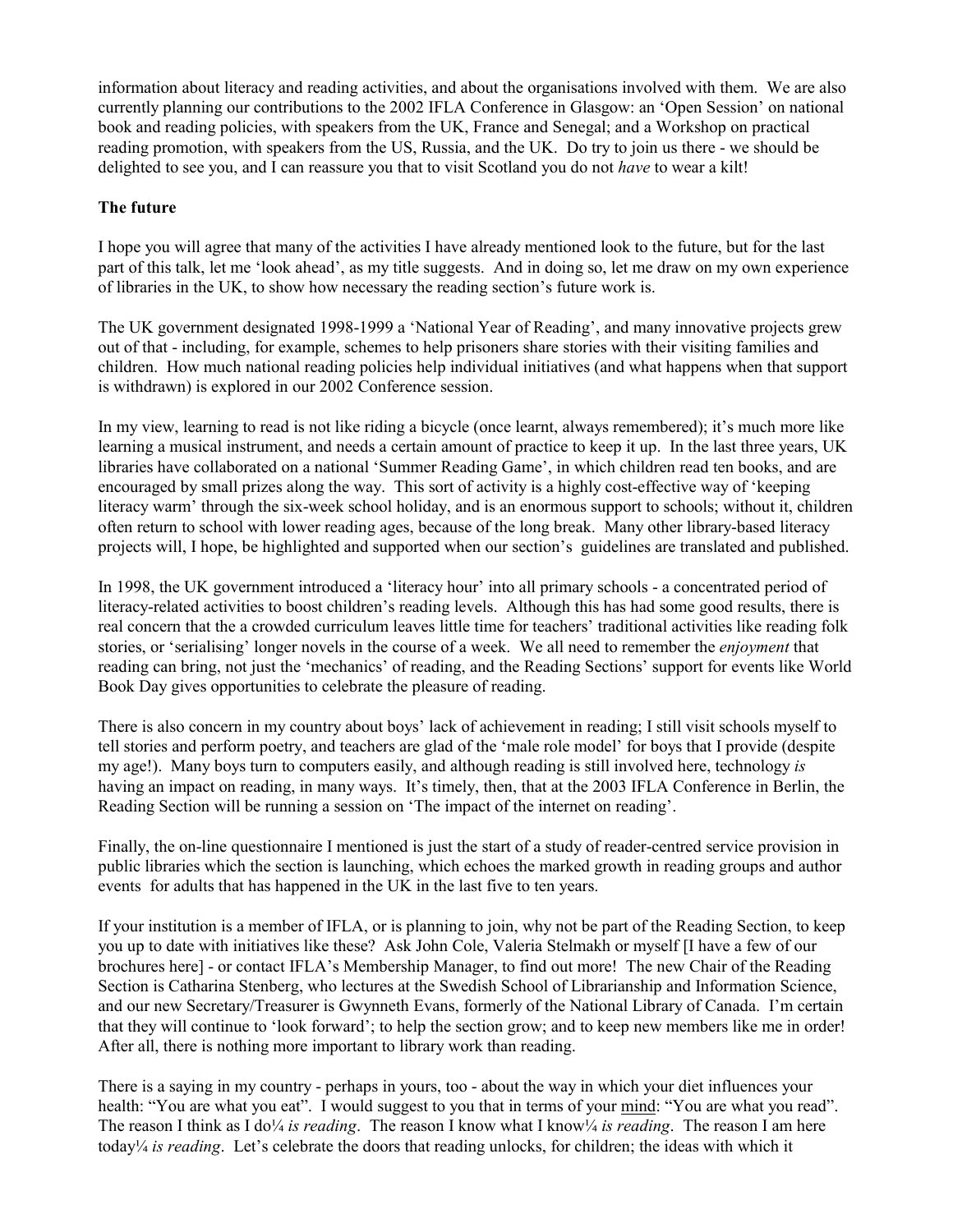information about literacy and reading activities, and about the organisations involved with them. We are also currently planning our contributions to the 2002 IFLA Conference in Glasgow: an 'Open Session' on national book and reading policies, with speakers from the UK, France and Senegal; and a Workshop on practical reading promotion, with speakers from the US, Russia, and the UK. Do try to join us there - we should be delighted to see you, and I can reassure you that to visit Scotland you do not *have* to wear a kilt!

**The future**

I hope you will agree that many of the activities I have already mentioned look to the future, but for the last part of this talk, let me 'look ahead', as my title suggests. And in doing so, let me draw on my own experience of libraries in the UK, to show how necessary the reading section's future work is.

The UK government designated 1998-1999 a 'National Year of Reading', and many innovative projects grew out of that - including, for example, schemes to help prisoners share stories with their visiting families and children. How much national reading policies help individual initiatives (and what happens when that support is withdrawn) is explored in our 2002 Conference session.

In my view, learning to read is not like riding a bicycle (once learnt, always remembered); it's much more like learning a musical instrument, and needs a certain amount of practice to keep it up. In the last three years, UK libraries have collaborated on a national 'Summer Reading Game', in which children read ten books, and are encouraged by small prizes along the way. This sort of activity is a highly cost-effective way of 'keeping literacy warm' through the six-week school holiday, and is an enormous support to schools; without it, children often return to school with lower reading ages, because of the long break. Many other library-based literacy projects will, I hope, be highlighted and supported when our section's guidelines are translated and published.

In 1998, the UK government introduced a 'literacy hour' into all primary schools - a concentrated period of literacy-related activities to boost children's reading levels. Although this has had some good results, there is real concern that the a crowded curriculum leaves little time for teachers' traditional activities like reading folk stories, or 'serialising' longer novels in the course of a week. We all need to remember the *enjoyment* that reading can bring, not just the 'mechanics' of reading, and the Reading Sections' support for events like World Book Day gives opportunities to celebrate the pleasure of reading.

There is also concern in my country about boys' lack of achievement in reading; I still visit schools myself to tell stories and perform poetry, and teachers are glad of the 'male role model' for boys that I provide (despite my age!). Many boys turn to computers easily, and although reading is still involved here, technology *is* having an impact on reading, in many ways. It's timely, then, that at the 2003 IFLA Conference in Berlin, the Reading Section will be running a session on 'The impact of the internet on reading'.

Finally, the on-line questionnaire I mentioned is just the start of a study of reader-centred service provision in public libraries which the section is launching, which echoes the marked growth in reading groups and author events for adults that has happened in the UK in the last five to ten years.

If your institution is a member of IFLA, or is planning to join, why not be part of the Reading Section, to keep you up to date with initiatives like these? Ask John Cole, Valeria Stelmakh or myself [I have a few of our brochures here] - or contact IFLA's Membership Manager, to find out more! The new Chair of the Reading Section is Catharina Stenberg, who lectures at the Swedish School of Librarianship and Information Science, and our new Secretary/Treasurer is Gwynneth Evans, formerly of the National Library of Canada. I'm certain that they will continue to 'look forward'; to help the section grow; and to keep new members like me in order! After all, there is nothing more important to library work than reading.

There is a saying in my country - perhaps in yours, too - about the way in which your diet influences your health: "You are what you eat". I would suggest to you that in terms of your <u>mind</u>: "You are what you read". The reason I think as I do¼ *is reading*. The reason I know what I know¼ *is reading*. The reason I am here today¼ *is reading*. Let's celebrate the doors that reading unlocks, for children; the ideas with which it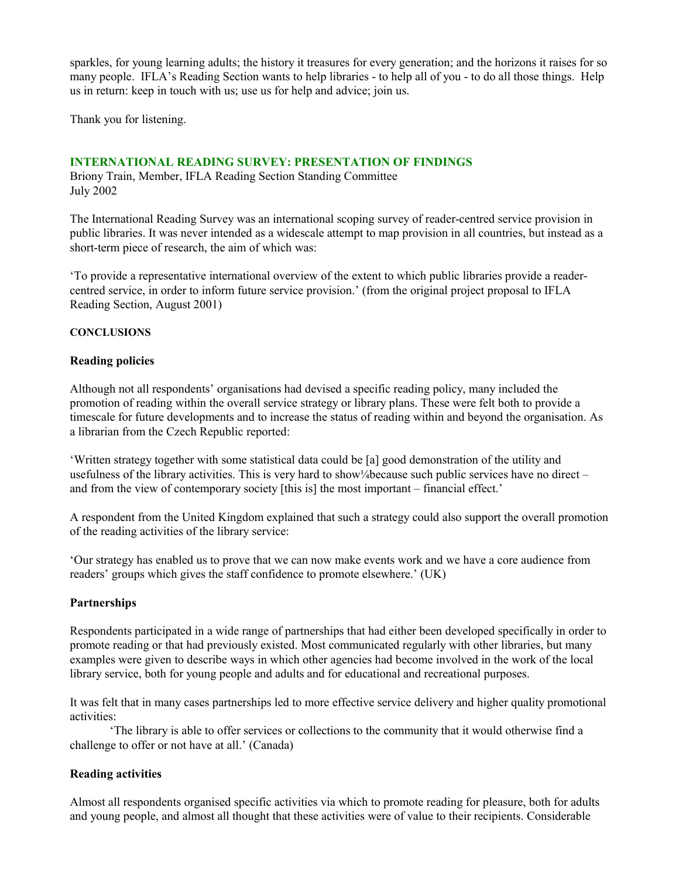sparkles, for young learning adults; the history it treasures for every generation; and the horizons it raises for so many people. IFLA's Reading Section wants to help libraries - to help all of you - to do all those things. Help us in return: keep in touch with us; use us for help and advice; join us.

Thank you for listening.

## INTERNATIONAL READING SURVEY: PRESENTATION OF FINDINGS

Briony Train, Member, IFLA Reading Section Standing Committee
July 2002

The International Reading Survey was an international scoping survey of reader-centred service provision in public libraries. It was never intended as a widescale attempt to map provision in all countries, but instead as a short-term piece of research, the aim of which was:

'To provide a representative international overview of the extent to which public libraries provide a reader-centred service, in order to inform future service provision.' (from the original project proposal to IFLA Reading Section, August 2001)

**CONCLUSIONS**

### Reading policies

Although not all respondents' organisations had devised a specific reading policy, many included the promotion of reading within the overall service strategy or library plans. These were felt both to provide a timescale for future developments and to increase the status of reading within and beyond the organisation. As a librarian from the Czech Republic reported:

'Written strategy together with some statistical data could be [a] good demonstration of the utility and usefulness of the library activities. This is very hard to show¼because such public services have no direct – and from the view of contemporary society [this is] the most important – financial effect.'

A respondent from the United Kingdom explained that such a strategy could also support the overall promotion of the reading activities of the library service:

'Our strategy has enabled us to prove that we can now make events work and we have a core audience from readers' groups which gives the staff confidence to promote elsewhere.' (UK)

### Partnerships

Respondents participated in a wide range of partnerships that had either been developed specifically in order to promote reading or that had previously existed. Most communicated regularly with other libraries, but many examples were given to describe ways in which other agencies had become involved in the work of the local library service, both for young people and adults and for educational and recreational purposes.

It was felt that in many cases partnerships led to more effective service delivery and higher quality promotional activities:

'The library is able to offer services or collections to the community that it would otherwise find a challenge to offer or not have at all.' (Canada)

### Reading activities

Almost all respondents organised specific activities via which to promote reading for pleasure, both for adults and young people, and almost all thought that these activities were of value to their recipients. Considerable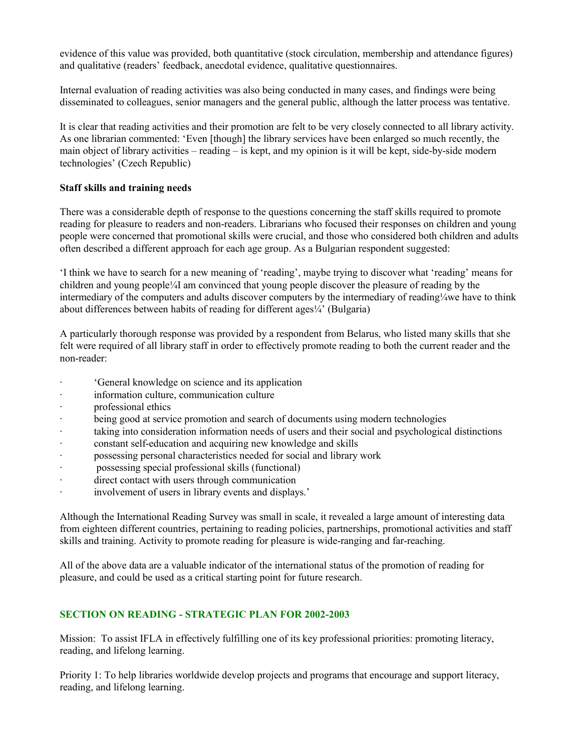evidence of this value was provided, both quantitative (stock circulation, membership and attendance figures) and qualitative (readers' feedback, anecdotal evidence, qualitative questionnaires.

Internal evaluation of reading activities was also being conducted in many cases, and findings were being disseminated to colleagues, senior managers and the general public, although the latter process was tentative.

It is clear that reading activities and their promotion are felt to be very closely connected to all library activity. As one librarian commented: 'Even [though] the library services have been enlarged so much recently, the main object of library activities – reading – is kept, and my opinion is it will be kept, side-by-side modern technologies' (Czech Republic)

**Staff skills and training needs**

There was a considerable depth of response to the questions concerning the staff skills required to promote reading for pleasure to readers and non-readers. Librarians who focused their responses on children and young people were concerned that promotional skills were crucial, and those who considered both children and adults often described a different approach for each age group. As a Bulgarian respondent suggested:

'I think we have to search for a new meaning of 'reading', maybe trying to discover what 'reading' means for children and young people¼I am convinced that young people discover the pleasure of reading by the intermediary of the computers and adults discover computers by the intermediary of reading¼we have to think about differences between habits of reading for different ages¼' (Bulgaria)

A particularly thorough response was provided by a respondent from Belarus, who listed many skills that she felt were required of all library staff in order to effectively promote reading to both the current reader and the non-reader:

- 'General knowledge on science and its application
- information culture, communication culture
- professional ethics
- being good at service promotion and search of documents using modern technologies
- taking into consideration information needs of users and their social and psychological distinctions
- constant self-education and acquiring new knowledge and skills
- possessing personal characteristics needed for social and library work
- possessing special professional skills (functional)
- direct contact with users through communication
- involvement of users in library events and displays.'

Although the International Reading Survey was small in scale, it revealed a large amount of interesting data from eighteen different countries, pertaining to reading policies, partnerships, promotional activities and staff skills and training. Activity to promote reading for pleasure is wide-ranging and far-reaching.

All of the above data are a valuable indicator of the international status of the promotion of reading for pleasure, and could be used as a critical starting point for future research.

## SECTION ON READING - STRATEGIC PLAN FOR 2002-2003

Mission: To assist IFLA in effectively fulfilling one of its key professional priorities: promoting literacy, reading, and lifelong learning.

Priority 1: To help libraries worldwide develop projects and programs that encourage and support literacy, reading, and lifelong learning.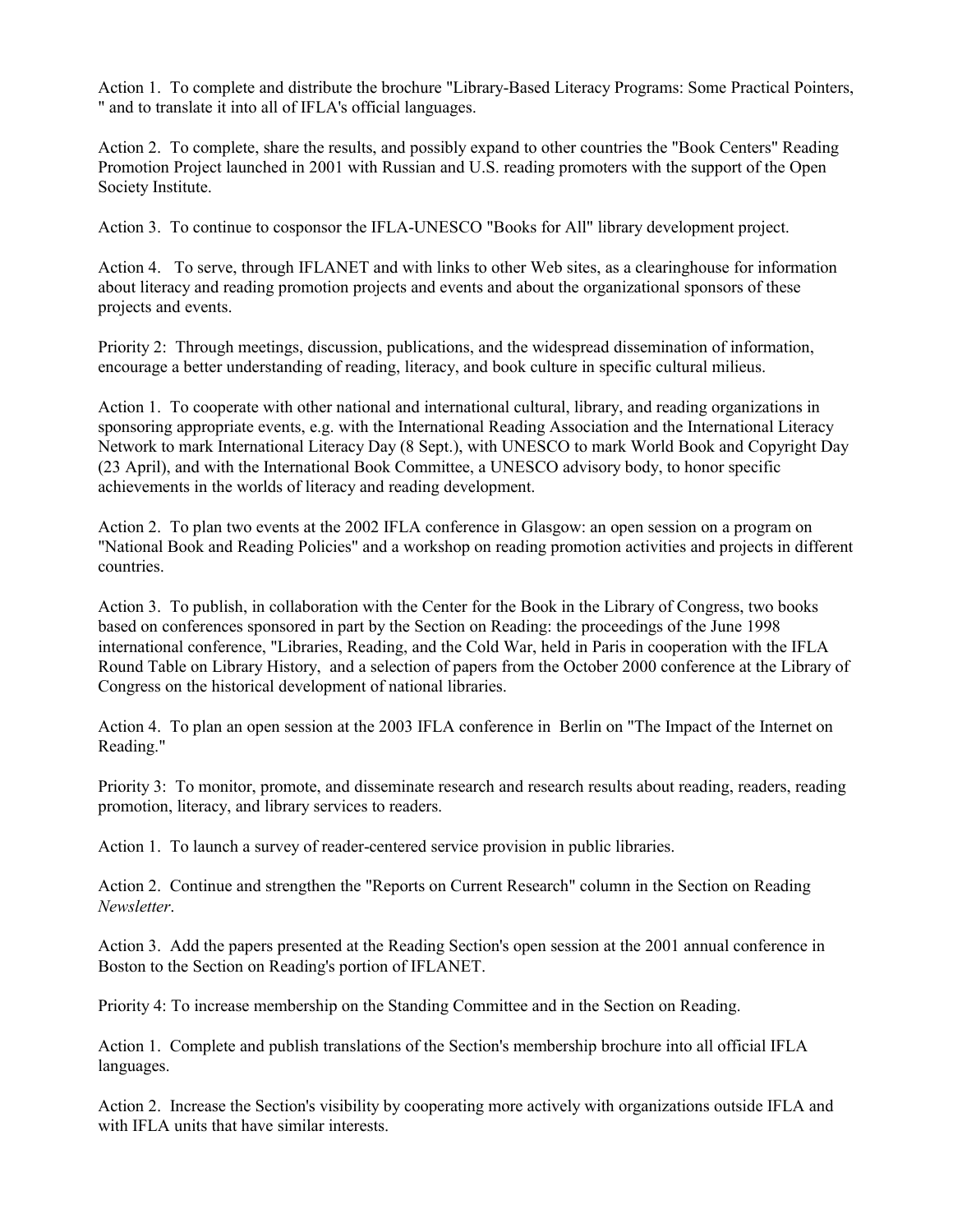Action 1. To complete and distribute the brochure "Library-Based Literacy Programs: Some Practical Pointers, " and to translate it into all of IFLA's official languages.

Action 2. To complete, share the results, and possibly expand to other countries the "Book Centers" Reading Promotion Project launched in 2001 with Russian and U.S. reading promoters with the support of the Open Society Institute.

Action 3. To continue to cosponsor the IFLA-UNESCO "Books for All" library development project.

Action 4. To serve, through IFLANET and with links to other Web sites, as a clearinghouse for information about literacy and reading promotion projects and events and about the organizational sponsors of these projects and events.

Priority 2: Through meetings, discussion, publications, and the widespread dissemination of information, encourage a better understanding of reading, literacy, and book culture in specific cultural milieus.

Action 1. To cooperate with other national and international cultural, library, and reading organizations in sponsoring appropriate events, e.g. with the International Reading Association and the International Literacy Network to mark International Literacy Day (8 Sept.), with UNESCO to mark World Book and Copyright Day (23 April), and with the International Book Committee, a UNESCO advisory body, to honor specific achievements in the worlds of literacy and reading development.

Action 2. To plan two events at the 2002 IFLA conference in Glasgow: an open session on a program on "National Book and Reading Policies" and a workshop on reading promotion activities and projects in different countries.

Action 3. To publish, in collaboration with the Center for the Book in the Library of Congress, two books based on conferences sponsored in part by the Section on Reading: the proceedings of the June 1998 international conference, "Libraries, Reading, and the Cold War, held in Paris in cooperation with the IFLA Round Table on Library History, and a selection of papers from the October 2000 conference at the Library of Congress on the historical development of national libraries.

Action 4. To plan an open session at the 2003 IFLA conference in Berlin on "The Impact of the Internet on Reading."

Priority 3: To monitor, promote, and disseminate research and research results about reading, readers, reading promotion, literacy, and library services to readers.

Action 1. To launch a survey of reader-centered service provision in public libraries.

Action 2. Continue and strengthen the "Reports on Current Research" column in the Section on Reading *Newsletter*.

Action 3. Add the papers presented at the Reading Section's open session at the 2001 annual conference in Boston to the Section on Reading's portion of IFLANET.

Priority 4: To increase membership on the Standing Committee and in the Section on Reading.

Action 1. Complete and publish translations of the Section's membership brochure into all official IFLA languages.

Action 2. Increase the Section's visibility by cooperating more actively with organizations outside IFLA and with IFLA units that have similar interests.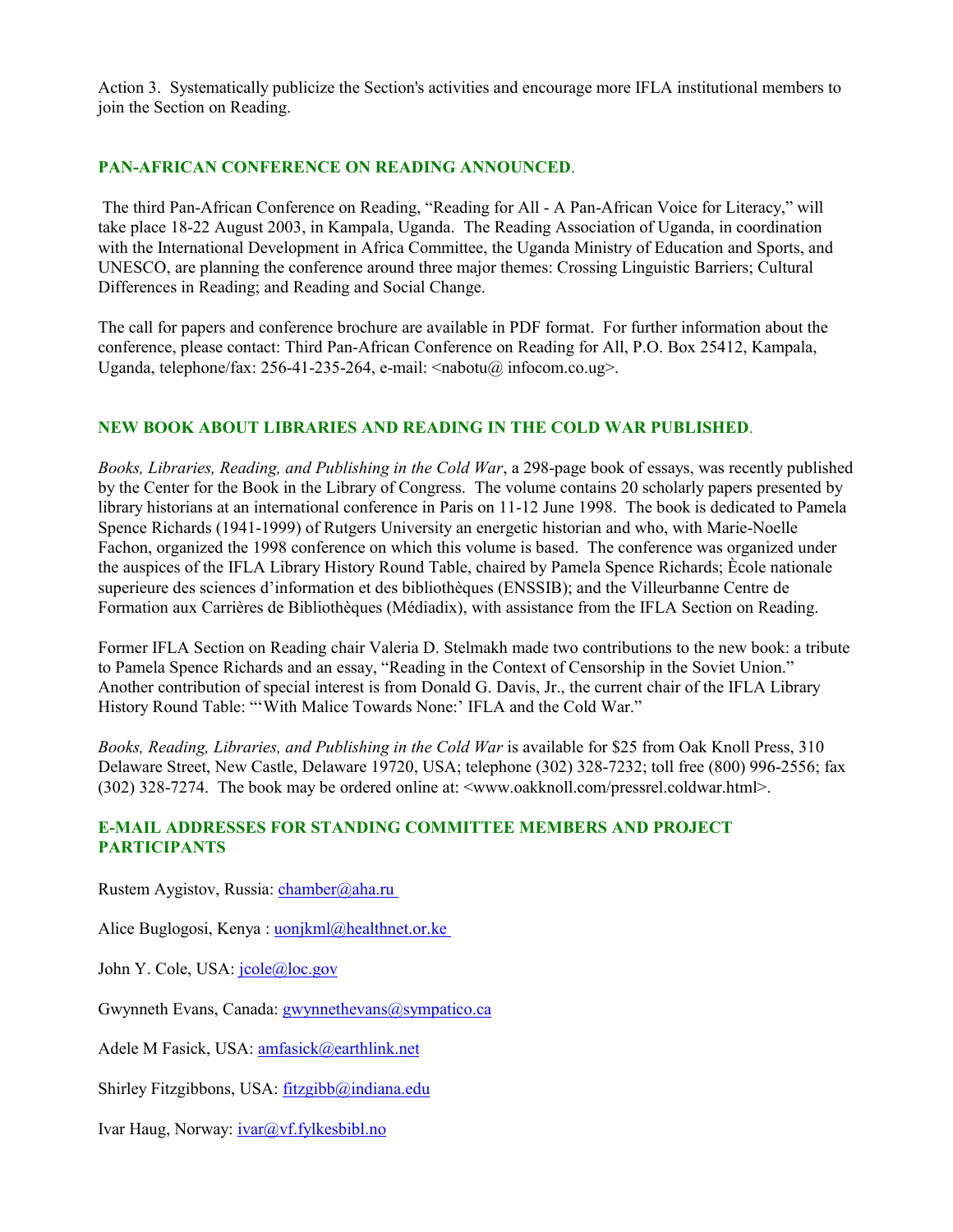Action 3. Systematically publicize the Section's activities and encourage more IFLA institutional members to join the Section on Reading.

## PAN-AFRICAN CONFERENCE ON READING ANNOUNCED.

The third Pan-African Conference on Reading, "Reading for All - A Pan-African Voice for Literacy," will take place 18-22 August 2003, in Kampala, Uganda. The Reading Association of Uganda, in coordination with the International Development in Africa Committee, the Uganda Ministry of Education and Sports, and UNESCO, are planning the conference around three major themes: Crossing Linguistic Barriers; Cultural Differences in Reading; and Reading and Social Change.

The call for papers and conference brochure are available in PDF format. For further information about the conference, please contact: Third Pan-African Conference on Reading for All, P.O. Box 25412, Kampala, Uganda, telephone/fax: 256-41-235-264, e-mail: <nabotu@ infocom.co.ug>.

## NEW BOOK ABOUT LIBRARIES AND READING IN THE COLD WAR PUBLISHED.

*Books, Libraries, Reading, and Publishing in the Cold War*, a 298-page book of essays, was recently published by the Center for the Book in the Library of Congress. The volume contains 20 scholarly papers presented by library historians at an international conference in Paris on 11-12 June 1998. The book is dedicated to Pamela Spence Richards (1941-1999) of Rutgers University an energetic historian and who, with Marie-Noelle Fachon, organized the 1998 conference on which this volume is based. The conference was organized under the auspices of the IFLA Library History Round Table, chaired by Pamela Spence Richards; Ècole nationale superieure des sciences d'information et des bibliothèques (ENSSIB); and the Villeurbanne Centre de Formation aux Carrières de Bibliothèques (Médiadix), with assistance from the IFLA Section on Reading.

Former IFLA Section on Reading chair Valeria D. Stelmakh made two contributions to the new book: a tribute to Pamela Spence Richards and an essay, "Reading in the Context of Censorship in the Soviet Union." Another contribution of special interest is from Donald G. Davis, Jr., the current chair of the IFLA Library History Round Table: "'With Malice Towards None:' IFLA and the Cold War."

*Books, Reading, Libraries, and Publishing in the Cold War* is available for $25 from Oak Knoll Press, 310 Delaware Street, New Castle, Delaware 19720, USA; telephone (302) 328-7232; toll free (800) 996-2556; fax (302) 328-7274. The book may be ordered online at: <www.oakknoll.com/pressrel.coldwar.html>.

## E-MAIL ADDRESSES FOR STANDING COMMITTEE MEMBERS AND PROJECT PARTICIPANTS

Rustem Aygistov, Russia: chamber@aha.ru

Alice Buglogosi, Kenya : uonjkml@healthnet.or.ke

John Y. Cole, USA: jcole@loc.gov

Gwynneth Evans, Canada: gwynnethevans@sympatico.ca

Adele M Fasick, USA: amfasick@earthlink.net

Shirley Fitzgibbons, USA: fitzgibb@indiana.edu

Ivar Haug, Norway: ivar@vf.fylkesbibl.no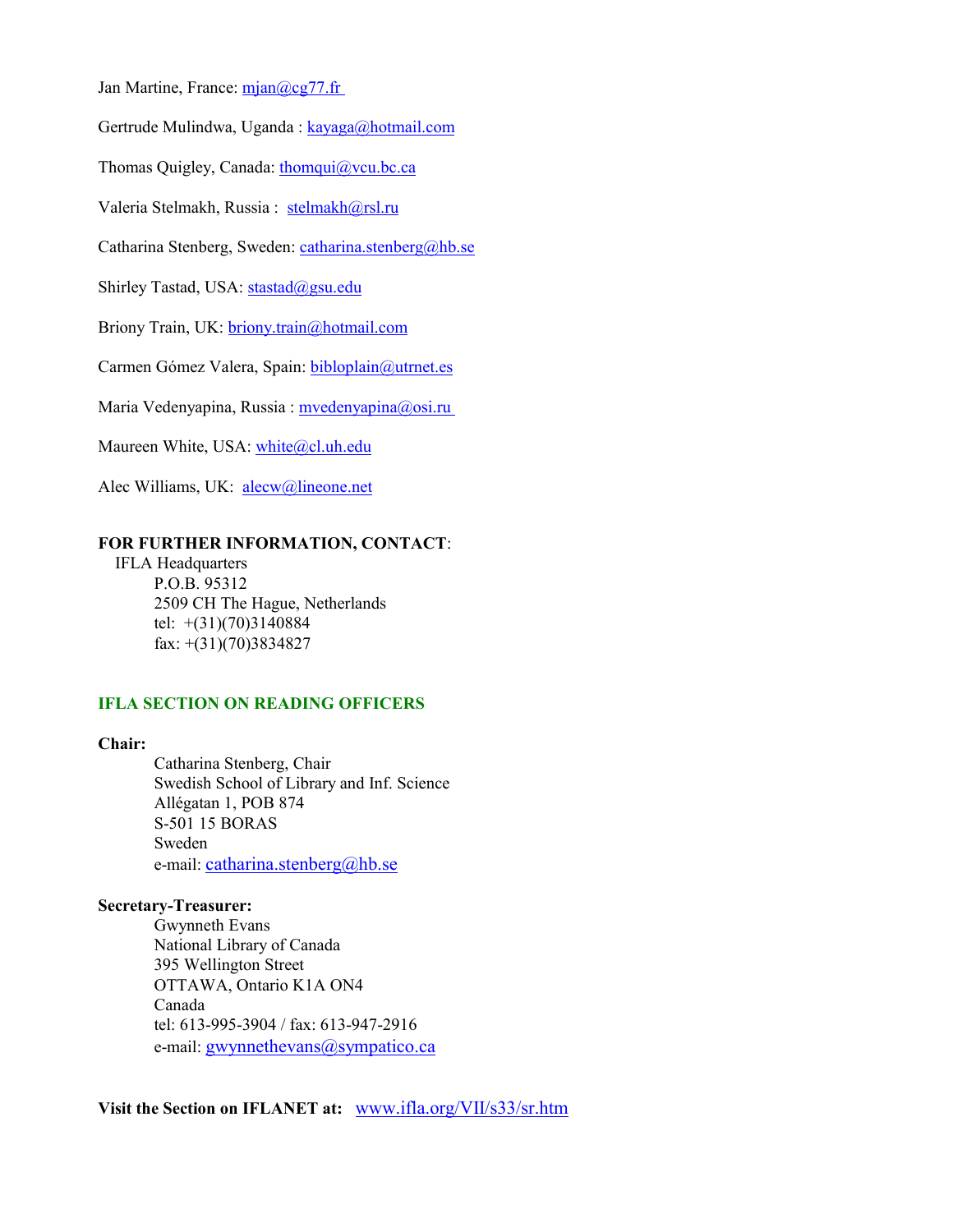Jan Martine, France: mjan@cg77.fr

Gertrude Mulindwa, Uganda : kayaga@hotmail.com

Thomas Quigley, Canada: thomqui@vcu.bc.ca

Valeria Stelmakh, Russia : stelmakh@rsl.ru

Catharina Stenberg, Sweden: catharina.stenberg@hb.se

Shirley Tastad, USA: stastad@gsu.edu

Briony Train, UK: briony.train@hotmail.com

Carmen Gómez Valera, Spain: bibloplain@utrnet.es

Maria Vedenyapina, Russia : mvedenyapina@osi.ru

Maureen White, USA: white@cl.uh.edu

Alec Williams, UK: alecw@lineone.net

**FOR FURTHER INFORMATION, CONTACT**:

IFLA Headquarters
P.O.B. 95312
2509 CH The Hague, Netherlands
tel: +(31)(70)3140884
fax: +(31)(70)3834827

## IFLA SECTION ON READING OFFICERS

**Chair:**

Catharina Stenberg, Chair
Swedish School of Library and Inf. Science
Allégatan 1, POB 874
S-501 15 BORAS
Sweden
e-mail: catharina.stenberg@hb.se

**Secretary-Treasurer:**

Gwynneth Evans
National Library of Canada
395 Wellington Street
OTTAWA, Ontario K1A ON4
Canada
tel: 613-995-3904 / fax: 613-947-2916
e-mail: gwynnethevans@sympatico.ca

**Visit the Section on IFLANET at:** www.ifla.org/VII/s33/sr.htm